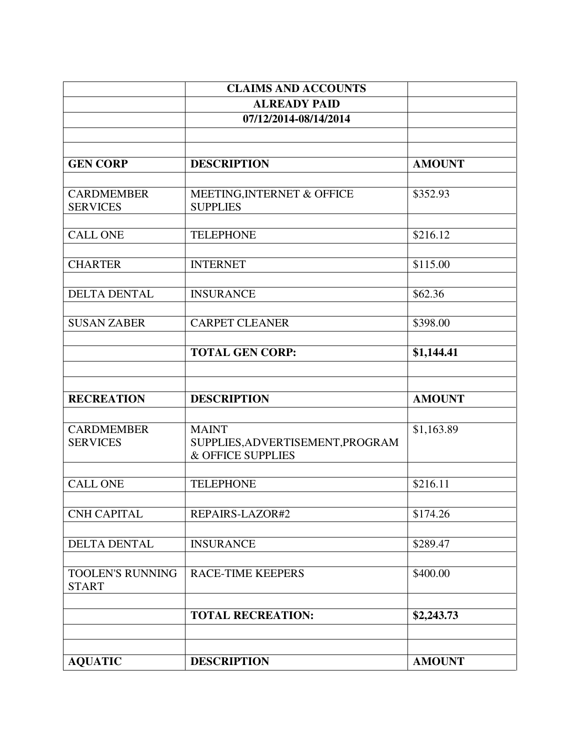| | CLAIMS AND ACCOUNTS | |
|---|---|---|
| | ALREADY PAID | |
| | 07/12/2014-08/14/2014 | |
| | | |
| | | |
| **GEN CORP** | **DESCRIPTION** | **AMOUNT** |
| | | |
| CARDMEMBER SERVICES | MEETING,INTERNET & OFFICE SUPPLIES | $352.93 |
| | | |
| CALL ONE | TELEPHONE | $216.12 |
| | | |
| CHARTER | INTERNET | $115.00 |
| | | |
| DELTA DENTAL | INSURANCE | $62.36 |
| | | |
| SUSAN ZABER | CARPET CLEANER | $398.00 |
| | | |
| | **TOTAL GEN CORP:** | **$1,144.41** |
| | | |
| | | |
| **RECREATION** | **DESCRIPTION** | **AMOUNT** |
| | | |
| CARDMEMBER SERVICES | MAINT SUPPLIES,ADVERTISEMENT,PROGRAM & OFFICE SUPPLIES | $1,163.89 |
| | | |
| CALL ONE | TELEPHONE | $216.11 |
| | | |
| CNH CAPITAL | REPAIRS-LAZOR#2 | $174.26 |
| | | |
| DELTA DENTAL | INSURANCE | $289.47 |
| | | |
| TOOLEN'S RUNNING START | RACE-TIME KEEPERS | $400.00 |
| | | |
| | **TOTAL RECREATION:** | **$2,243.73** |
| | | |
| | | |
| **AQUATIC** | **DESCRIPTION** | **AMOUNT** |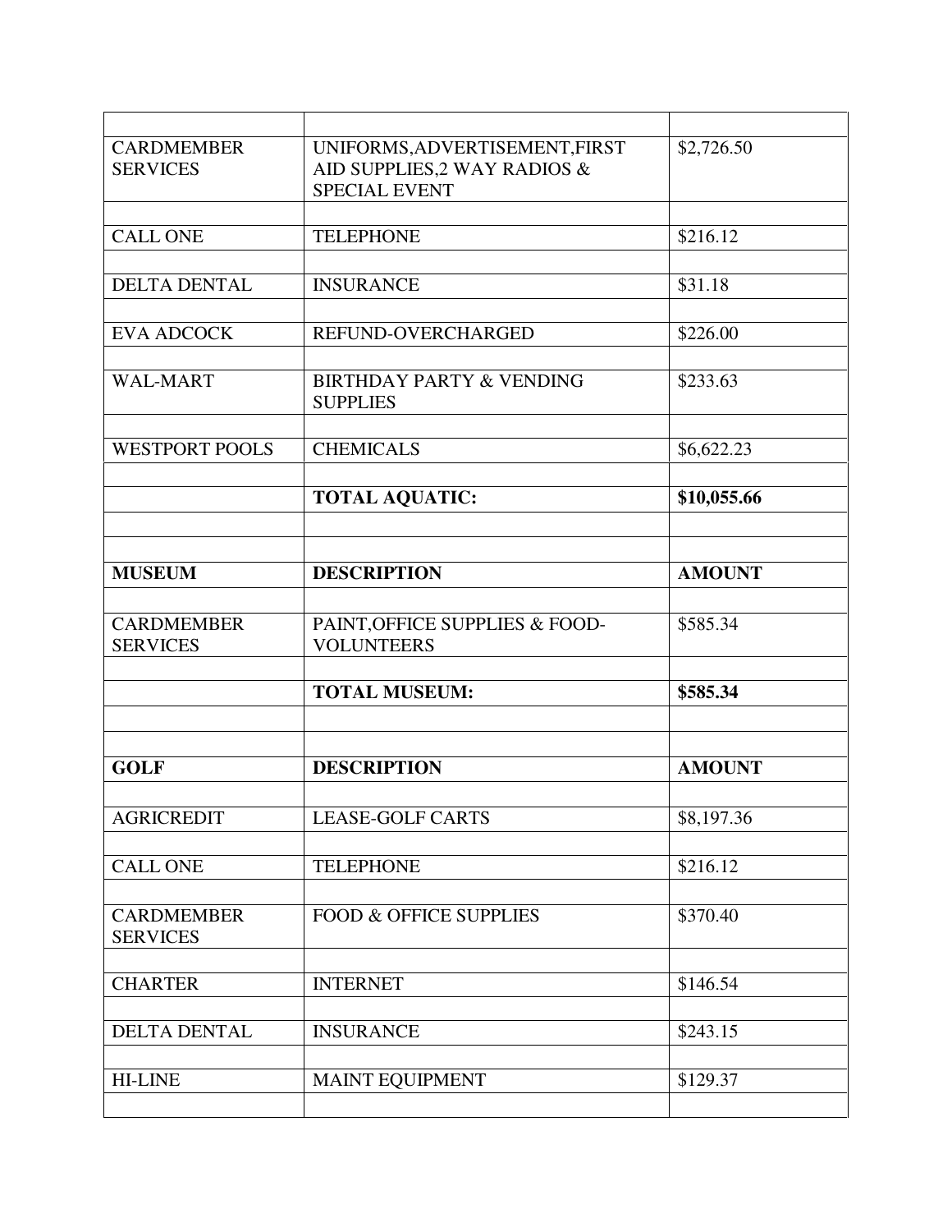| | | |
|---|---|---|
| CARDMEMBER SERVICES | UNIFORMS,ADVERTISEMENT,FIRST AID SUPPLIES,2 WAY RADIOS & SPECIAL EVENT | $2,726.50 |
| | | |
| CALL ONE | TELEPHONE | $216.12 |
| | | |
| DELTA DENTAL | INSURANCE | $31.18 |
| | | |
| EVA ADCOCK | REFUND-OVERCHARGED | $226.00 |
| | | |
| WAL-MART | BIRTHDAY PARTY & VENDING SUPPLIES | $233.63 |
| | | |
| WESTPORT POOLS | CHEMICALS | $6,622.23 |
| | | |
| | **TOTAL AQUATIC:** | **$10,055.66** |
| | | |
| | | |
| **MUSEUM** | **DESCRIPTION** | **AMOUNT** |
| | | |
| CARDMEMBER SERVICES | PAINT,OFFICE SUPPLIES & FOOD-VOLUNTEERS | $585.34 |
| | | |
| | **TOTAL MUSEUM:** | **$585.34** |
| | | |
| | | |
| **GOLF** | **DESCRIPTION** | **AMOUNT** |
| | | |
| AGRICREDIT | LEASE-GOLF CARTS | $8,197.36 |
| | | |
| CALL ONE | TELEPHONE | $216.12 |
| | | |
| CARDMEMBER SERVICES | FOOD & OFFICE SUPPLIES | $370.40 |
| | | |
| CHARTER | INTERNET | $146.54 |
| | | |
| DELTA DENTAL | INSURANCE | $243.15 |
| | | |
| HI-LINE | MAINT EQUIPMENT | $129.37 |
| | | |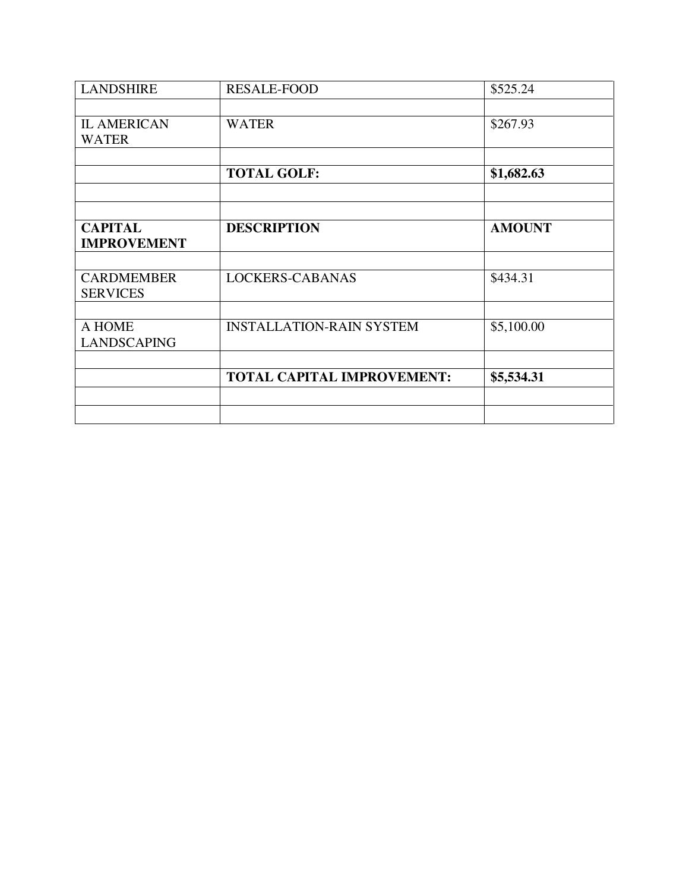| LANDSHIRE | RESALE-FOOD | $525.24 |
|---|---|---|
| | | |
| IL AMERICAN WATER | WATER | $267.93 |
| | | |
| | **TOTAL GOLF:** | **$1,682.63** |
| | | |
| | | |
| **CAPITAL IMPROVEMENT** | **DESCRIPTION** | **AMOUNT** |
| | | |
| CARDMEMBER SERVICES | LOCKERS-CABANAS | $434.31 |
| | | |
| A HOME LANDSCAPING | INSTALLATION-RAIN SYSTEM | $5,100.00 |
| | | |
| | **TOTAL CAPITAL IMPROVEMENT:** | **$5,534.31** |
| | | |
| | | |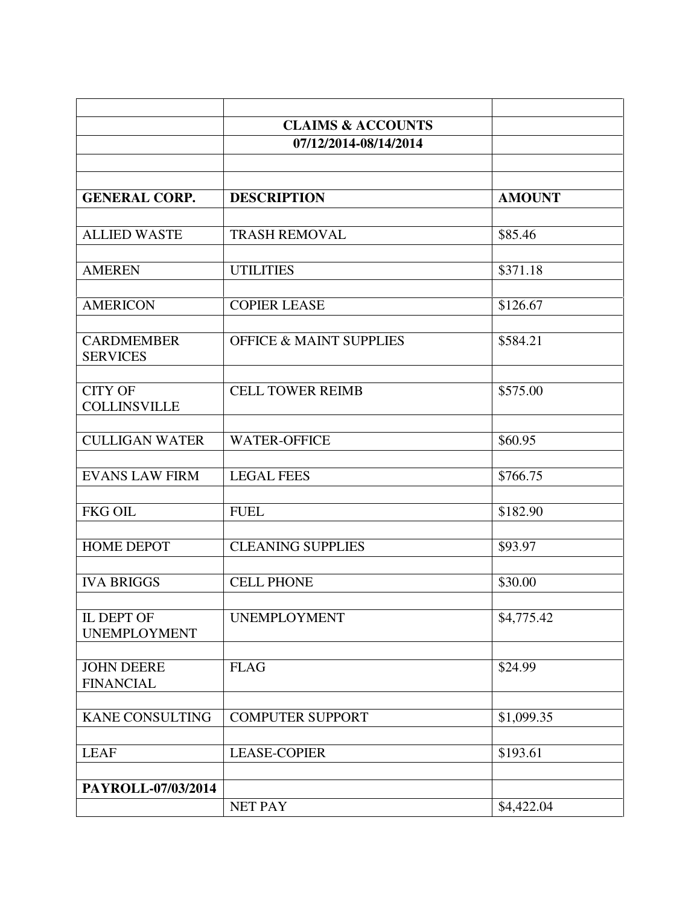| | **CLAIMS & ACCOUNTS** | |
|---|---|---|
| | **07/12/2014-08/14/2014** | |
| | | |
| | | |
| **GENERAL CORP.** | **DESCRIPTION** | **AMOUNT** |
| | | |
| ALLIED WASTE | TRASH REMOVAL | $85.46 |
| | | |
| AMEREN | UTILITIES | $371.18 |
| | | |
| AMERICON | COPIER LEASE | $126.67 |
| | | |
| CARDMEMBER SERVICES | OFFICE & MAINT SUPPLIES | $584.21 |
| | | |
| CITY OF COLLINSVILLE | CELL TOWER REIMB | $575.00 |
| | | |
| CULLIGAN WATER | WATER-OFFICE | $60.95 |
| | | |
| EVANS LAW FIRM | LEGAL FEES | $766.75 |
| | | |
| FKG OIL | FUEL | $182.90 |
| | | |
| HOME DEPOT | CLEANING SUPPLIES | $93.97 |
| | | |
| IVA BRIGGS | CELL PHONE | $30.00 |
| | | |
| IL DEPT OF UNEMPLOYMENT | UNEMPLOYMENT | $4,775.42 |
| | | |
| JOHN DEERE FINANCIAL | FLAG | $24.99 |
| | | |
| KANE CONSULTING | COMPUTER SUPPORT | $1,099.35 |
| | | |
| LEAF | LEASE-COPIER | $193.61 |
| | | |
| **PAYROLL-07/03/2014** | | |
| | NET PAY | $4,422.04 |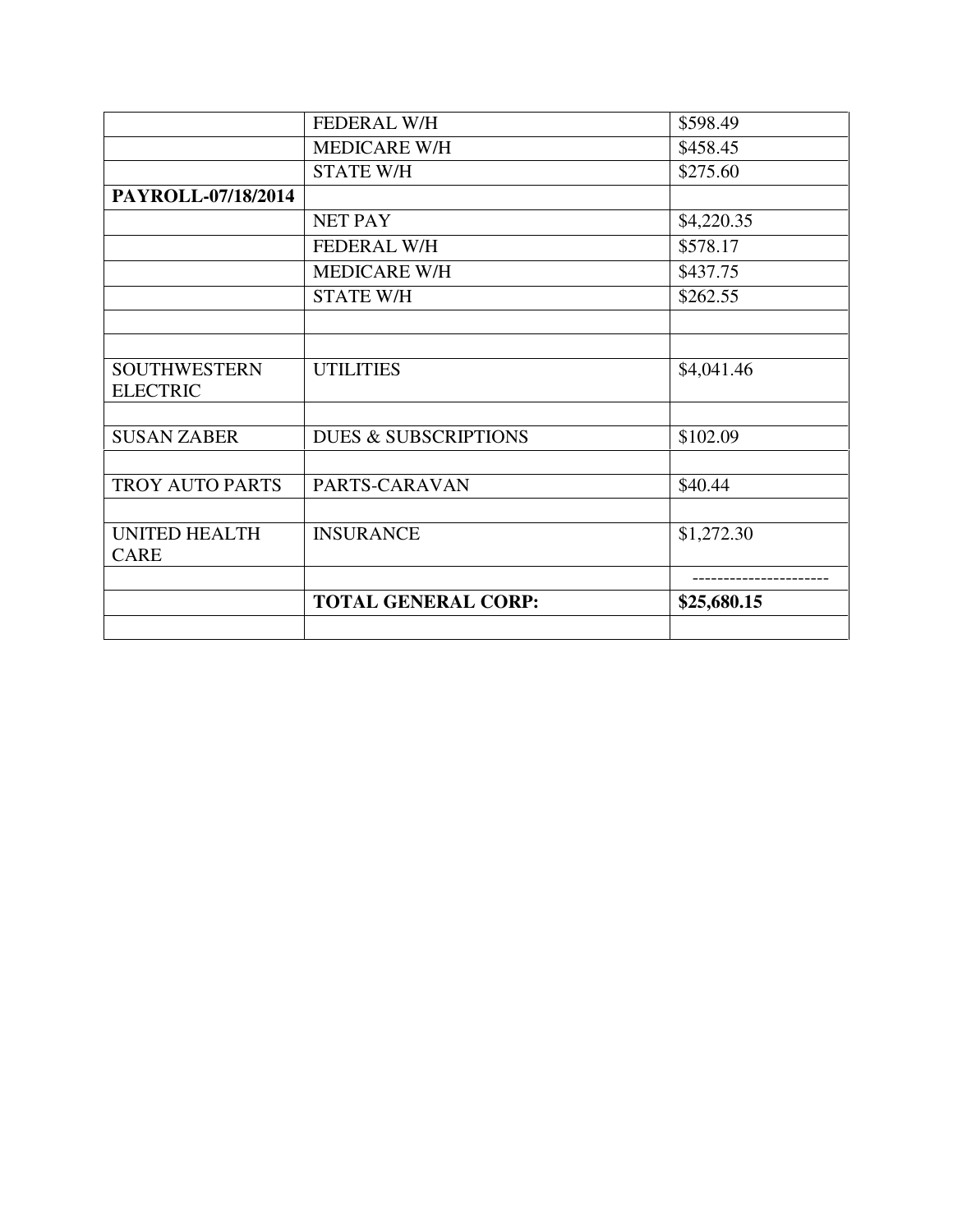| | | |
|---|---|---|
| | FEDERAL W/H | $598.49 |
| | MEDICARE W/H | $458.45 |
| | STATE W/H | $275.60 |
| **PAYROLL-07/18/2014** | | |
| | NET PAY | $4,220.35 |
| | FEDERAL W/H | $578.17 |
| | MEDICARE W/H | $437.75 |
| | STATE W/H | $262.55 |
| | | |
| | | |
| SOUTHWESTERN ELECTRIC | UTILITIES | $4,041.46 |
| | | |
| SUSAN ZABER | DUES & SUBSCRIPTIONS | $102.09 |
| | | |
| TROY AUTO PARTS | PARTS-CARAVAN | $40.44 |
| | | |
| UNITED HEALTH CARE | INSURANCE | $1,272.30 |
| | | ---------------------- |
| | **TOTAL GENERAL CORP:** | **$25,680.15** |
| | | |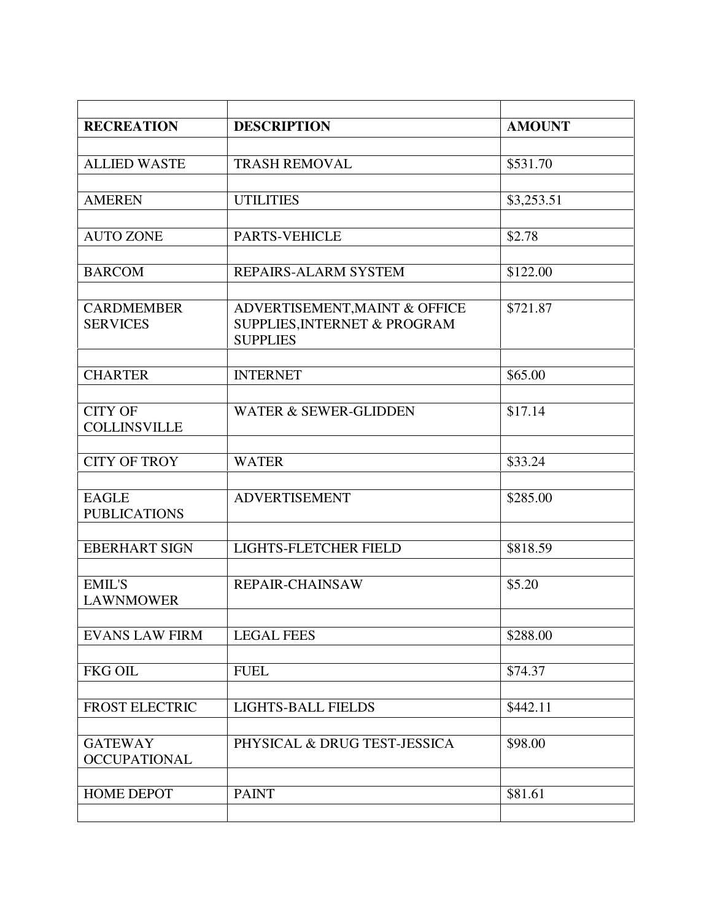| RECREATION | DESCRIPTION | AMOUNT |
|---|---|---|
| ALLIED WASTE | TRASH REMOVAL | $531.70 |
| AMEREN | UTILITIES | $3,253.51 |
| AUTO ZONE | PARTS-VEHICLE | $2.78 |
| BARCOM | REPAIRS-ALARM SYSTEM | $122.00 |
| CARDMEMBER SERVICES | ADVERTISEMENT,MAINT & OFFICE SUPPLIES,INTERNET & PROGRAM SUPPLIES | $721.87 |
| CHARTER | INTERNET | $65.00 |
| CITY OF COLLINSVILLE | WATER & SEWER-GLIDDEN | $17.14 |
| CITY OF TROY | WATER | $33.24 |
| EAGLE PUBLICATIONS | ADVERTISEMENT | $285.00 |
| EBERHART SIGN | LIGHTS-FLETCHER FIELD | $818.59 |
| EMIL'S LAWNMOWER | REPAIR-CHAINSAW | $5.20 |
| EVANS LAW FIRM | LEGAL FEES | $288.00 |
| FKG OIL | FUEL | $74.37 |
| FROST ELECTRIC | LIGHTS-BALL FIELDS | $442.11 |
| GATEWAY OCCUPATIONAL | PHYSICAL & DRUG TEST-JESSICA | $98.00 |
| HOME DEPOT | PAINT | $81.61 |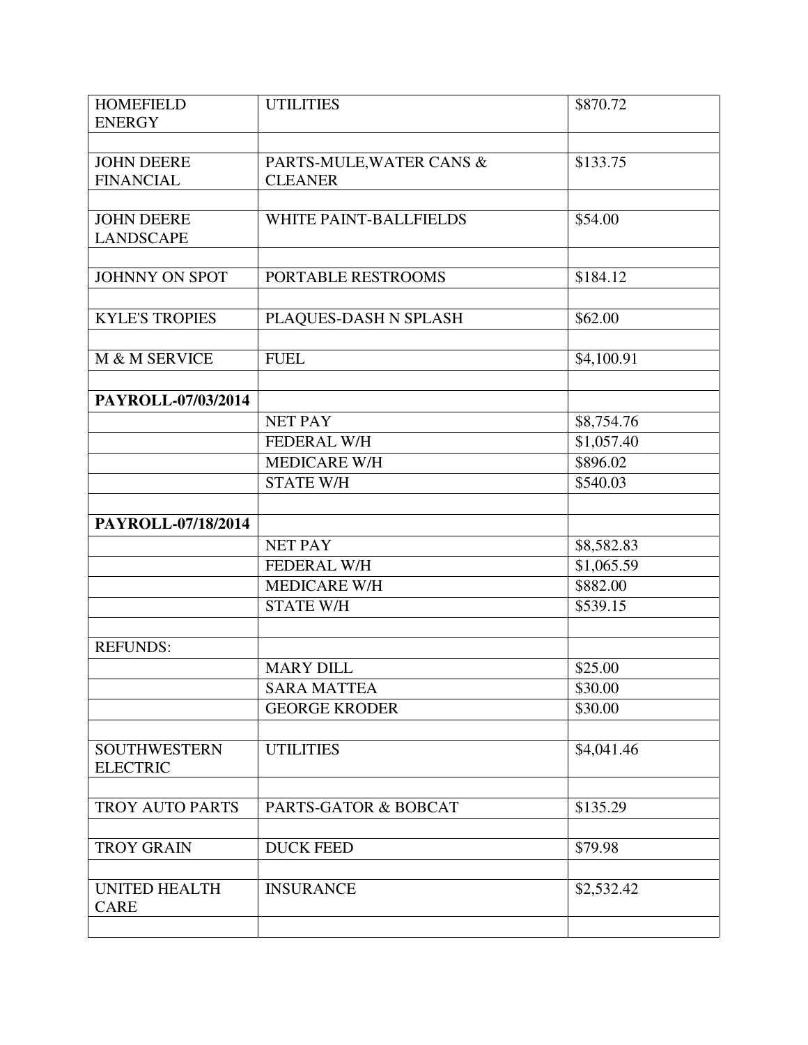| | | |
|---|---|---|
| HOMEFIELD ENERGY | UTILITIES | $870.72 |
| | | |
| JOHN DEERE FINANCIAL | PARTS-MULE,WATER CANS & CLEANER | $133.75 |
| | | |
| JOHN DEERE LANDSCAPE | WHITE PAINT-BALLFIELDS | $54.00 |
| | | |
| JOHNNY ON SPOT | PORTABLE RESTROOMS | $184.12 |
| | | |
| KYLE'S TROPIES | PLAQUES-DASH N SPLASH | $62.00 |
| | | |
| M & M SERVICE | FUEL | $4,100.91 |
| | | |
| **PAYROLL-07/03/2014** | | |
| | NET PAY | $8,754.76 |
| | FEDERAL W/H | $1,057.40 |
| | MEDICARE W/H | $896.02 |
| | STATE W/H | $540.03 |
| | | |
| **PAYROLL-07/18/2014** | | |
| | NET PAY | $8,582.83 |
| | FEDERAL W/H | $1,065.59 |
| | MEDICARE W/H | $882.00 |
| | STATE W/H | $539.15 |
| | | |
| REFUNDS: | | |
| | MARY DILL | $25.00 |
| | SARA MATTEA | $30.00 |
| | GEORGE KRODER | $30.00 |
| | | |
| SOUTHWESTERN ELECTRIC | UTILITIES | $4,041.46 |
| | | |
| TROY AUTO PARTS | PARTS-GATOR & BOBCAT | $135.29 |
| | | |
| TROY GRAIN | DUCK FEED | $79.98 |
| | | |
| UNITED HEALTH CARE | INSURANCE | $2,532.42 |
| | | |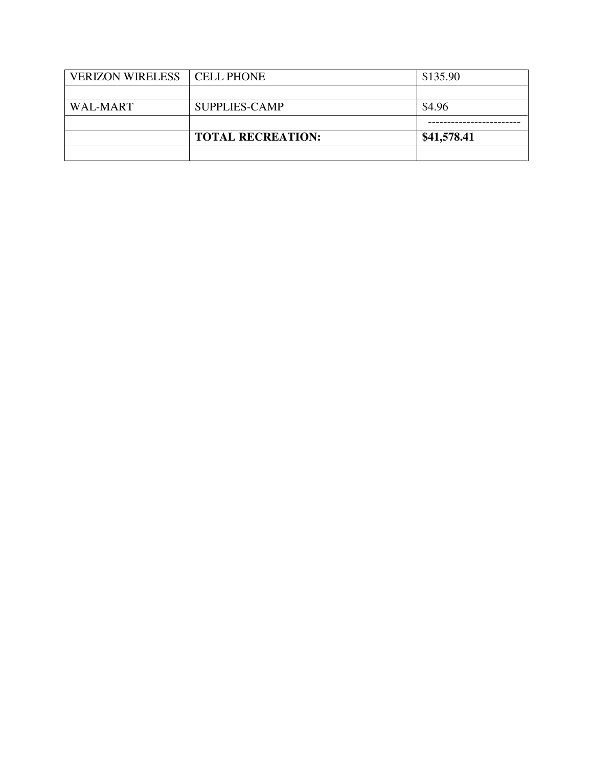| | | |
|---|---|---|
| VERIZON WIRELESS | CELL PHONE | $135.90 |
| | | |
| WAL-MART | SUPPLIES-CAMP | $4.96 |
| | | ------------------------ |
| | **TOTAL RECREATION:** | **$41,578.41** |
| | | |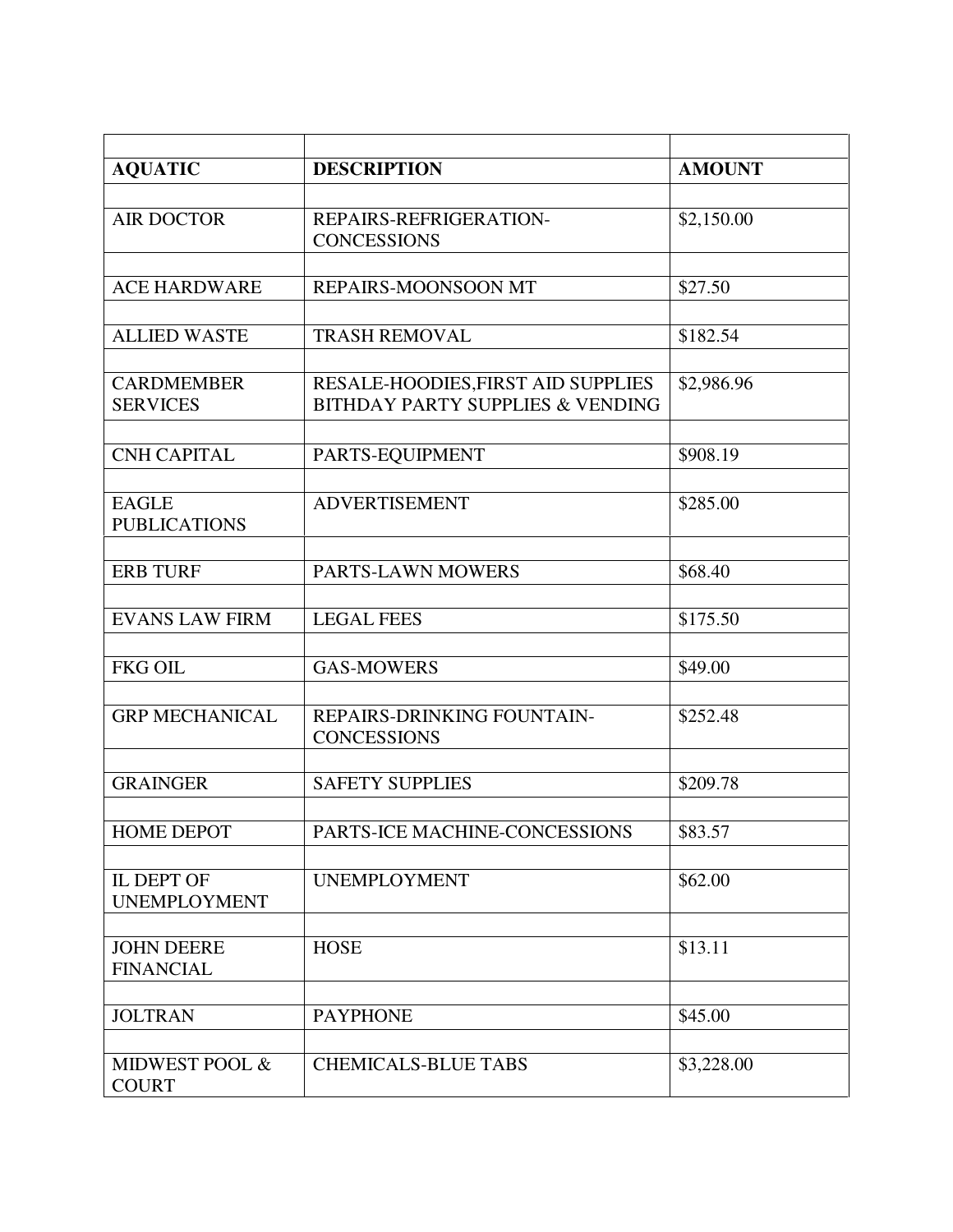| AQUATIC | DESCRIPTION | AMOUNT |
|---|---|---|
| AIR DOCTOR | REPAIRS-REFRIGERATION-CONCESSIONS | $2,150.00 |
| ACE HARDWARE | REPAIRS-MOONSOON MT | $27.50 |
| ALLIED WASTE | TRASH REMOVAL | $182.54 |
| CARDMEMBER SERVICES | RESALE-HOODIES,FIRST AID SUPPLIES BITHDAY PARTY SUPPLIES & VENDING | $2,986.96 |
| CNH CAPITAL | PARTS-EQUIPMENT | $908.19 |
| EAGLE PUBLICATIONS | ADVERTISEMENT | $285.00 |
| ERB TURF | PARTS-LAWN MOWERS | $68.40 |
| EVANS LAW FIRM | LEGAL FEES | $175.50 |
| FKG OIL | GAS-MOWERS | $49.00 |
| GRP MECHANICAL | REPAIRS-DRINKING FOUNTAIN-CONCESSIONS | $252.48 |
| GRAINGER | SAFETY SUPPLIES | $209.78 |
| HOME DEPOT | PARTS-ICE MACHINE-CONCESSIONS | $83.57 |
| IL DEPT OF UNEMPLOYMENT | UNEMPLOYMENT | $62.00 |
| JOHN DEERE FINANCIAL | HOSE | $13.11 |
| JOLTRAN | PAYPHONE | $45.00 |
| MIDWEST POOL & COURT | CHEMICALS-BLUE TABS | $3,228.00 |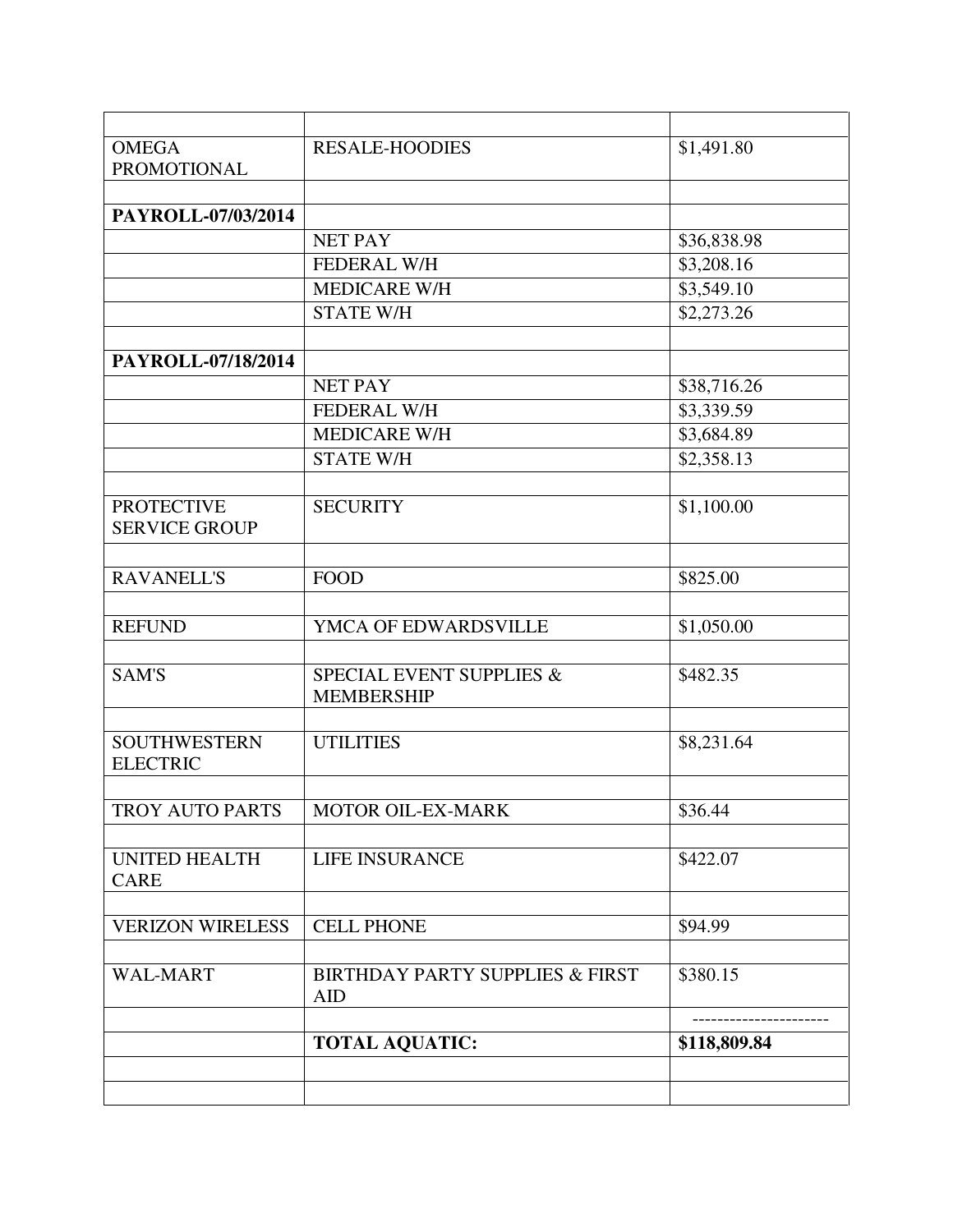| | | |
|---|---|---|
| OMEGA PROMOTIONAL | RESALE-HOODIES | $1,491.80 |
| | | |
| **PAYROLL-07/03/2014** | | |
| | NET PAY | $36,838.98 |
| | FEDERAL W/H | $3,208.16 |
| | MEDICARE W/H | $3,549.10 |
| | STATE W/H | $2,273.26 |
| | | |
| **PAYROLL-07/18/2014** | | |
| | NET PAY | $38,716.26 |
| | FEDERAL W/H | $3,339.59 |
| | MEDICARE W/H | $3,684.89 |
| | STATE W/H | $2,358.13 |
| | | |
| PROTECTIVE SERVICE GROUP | SECURITY | $1,100.00 |
| | | |
| RAVANELL'S | FOOD | $825.00 |
| | | |
| REFUND | YMCA OF EDWARDSVILLE | $1,050.00 |
| | | |
| SAM'S | SPECIAL EVENT SUPPLIES & MEMBERSHIP | $482.35 |
| | | |
| SOUTHWESTERN ELECTRIC | UTILITIES | $8,231.64 |
| | | |
| TROY AUTO PARTS | MOTOR OIL-EX-MARK | $36.44 |
| | | |
| UNITED HEALTH CARE | LIFE INSURANCE | $422.07 |
| | | |
| VERIZON WIRELESS | CELL PHONE | $94.99 |
| | | |
| WAL-MART | BIRTHDAY PARTY SUPPLIES & FIRST AID | $380.15 |
| | | ---------------------- |
| | **TOTAL AQUATIC:** | **$118,809.84** |
| | | |
| | | |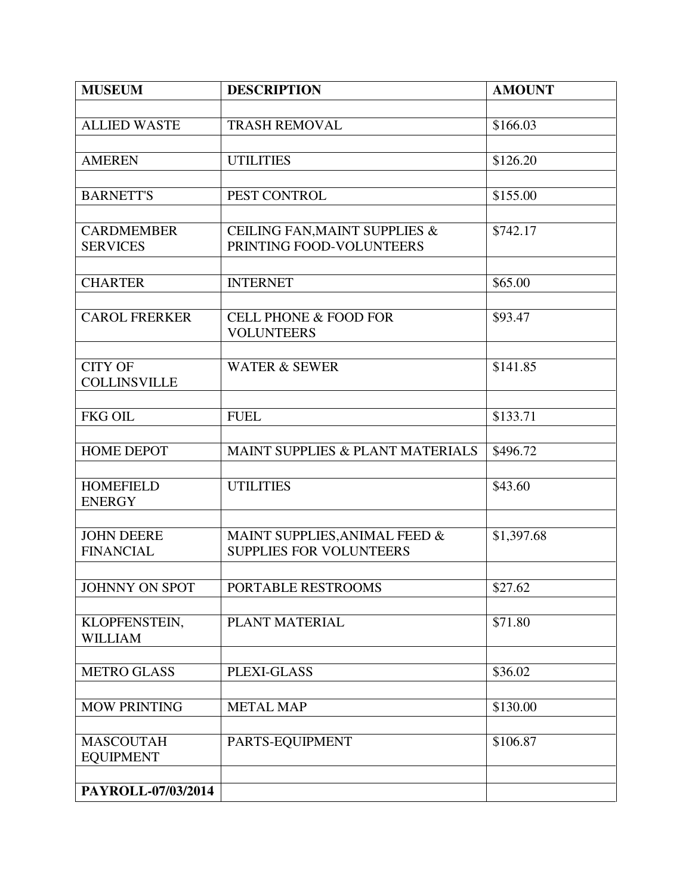| **MUSEUM** | **DESCRIPTION** | **AMOUNT** |
| --- | --- | --- |
| | | |
| ALLIED WASTE | TRASH REMOVAL | $166.03 |
| | | |
| AMEREN | UTILITIES | $126.20 |
| | | |
| BARNETT'S | PEST CONTROL | $155.00 |
| | | |
| CARDMEMBER SERVICES | CEILING FAN,MAINT SUPPLIES & PRINTING FOOD-VOLUNTEERS | $742.17 |
| | | |
| CHARTER | INTERNET | $65.00 |
| | | |
| CAROL FRERKER | CELL PHONE & FOOD FOR VOLUNTEERS | $93.47 |
| | | |
| CITY OF COLLINSVILLE | WATER & SEWER | $141.85 |
| | | |
| FKG OIL | FUEL | $133.71 |
| | | |
| HOME DEPOT | MAINT SUPPLIES & PLANT MATERIALS | $496.72 |
| | | |
| HOMEFIELD ENERGY | UTILITIES | $43.60 |
| | | |
| JOHN DEERE FINANCIAL | MAINT SUPPLIES,ANIMAL FEED & SUPPLIES FOR VOLUNTEERS | $1,397.68 |
| | | |
| JOHNNY ON SPOT | PORTABLE RESTROOMS | $27.62 |
| | | |
| KLOPFENSTEIN, WILLIAM | PLANT MATERIAL | $71.80 |
| | | |
| METRO GLASS | PLEXI-GLASS | $36.02 |
| | | |
| MOW PRINTING | METAL MAP | $130.00 |
| | | |
| MASCOUTAH EQUIPMENT | PARTS-EQUIPMENT | $106.87 |
| | | |
| **PAYROLL-07/03/2014** | | |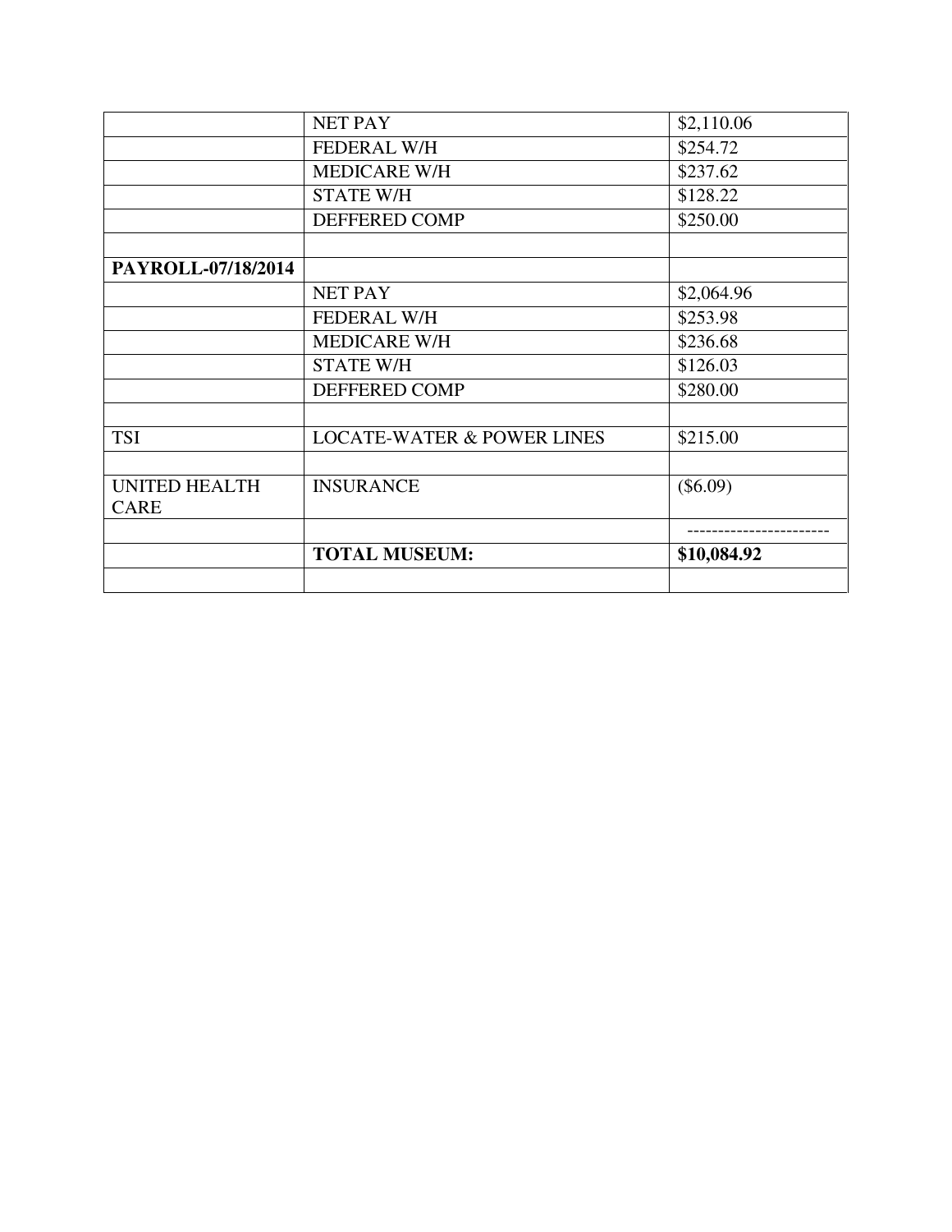| | | |
|---|---|---|
| | NET PAY | $2,110.06 |
| | FEDERAL W/H | $254.72 |
| | MEDICARE W/H | $237.62 |
| | STATE W/H | $128.22 |
| | DEFFERED COMP | $250.00 |
| | | |
| **PAYROLL-07/18/2014** | | |
| | NET PAY | $2,064.96 |
| | FEDERAL W/H | $253.98 |
| | MEDICARE W/H | $236.68 |
| | STATE W/H | $126.03 |
| | DEFFERED COMP | $280.00 |
| | | |
| TSI | LOCATE-WATER & POWER LINES | $215.00 |
| | | |
| UNITED HEALTH CARE | INSURANCE | ($6.09) |
| | | ----------------------- |
| | **TOTAL MUSEUM:** | **$10,084.92** |
| | | |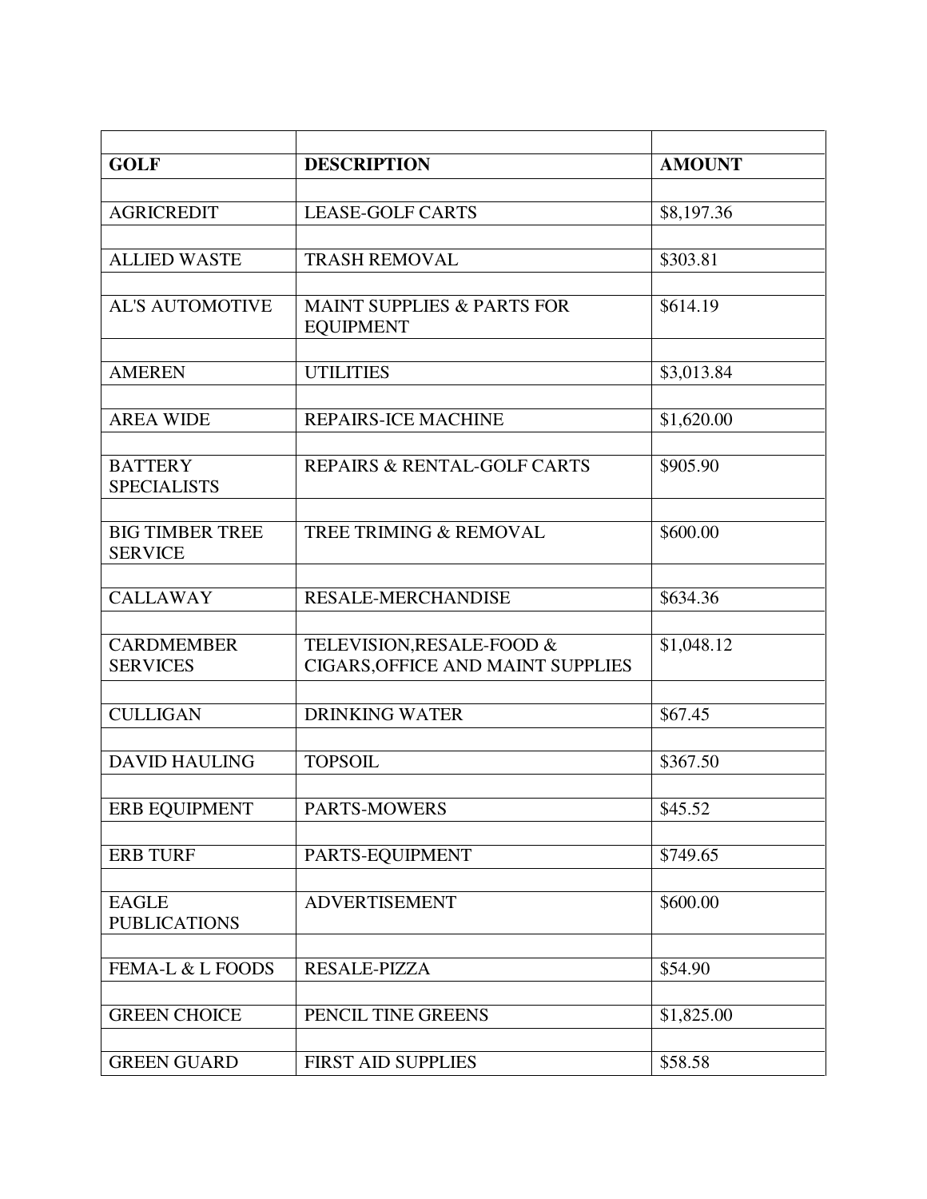| GOLF | DESCRIPTION | AMOUNT |
|---|---|---|
| AGRICREDIT | LEASE-GOLF CARTS | $8,197.36 |
| ALLIED WASTE | TRASH REMOVAL | $303.81 |
| AL'S AUTOMOTIVE | MAINT SUPPLIES & PARTS FOR EQUIPMENT | $614.19 |
| AMEREN | UTILITIES | $3,013.84 |
| AREA WIDE | REPAIRS-ICE MACHINE | $1,620.00 |
| BATTERY SPECIALISTS | REPAIRS & RENTAL-GOLF CARTS | $905.90 |
| BIG TIMBER TREE SERVICE | TREE TRIMING & REMOVAL | $600.00 |
| CALLAWAY | RESALE-MERCHANDISE | $634.36 |
| CARDMEMBER SERVICES | TELEVISION,RESALE-FOOD & CIGARS,OFFICE AND MAINT SUPPLIES | $1,048.12 |
| CULLIGAN | DRINKING WATER | $67.45 |
| DAVID HAULING | TOPSOIL | $367.50 |
| ERB EQUIPMENT | PARTS-MOWERS | $45.52 |
| ERB TURF | PARTS-EQUIPMENT | $749.65 |
| EAGLE PUBLICATIONS | ADVERTISEMENT | $600.00 |
| FEMA-L & L FOODS | RESALE-PIZZA | $54.90 |
| GREEN CHOICE | PENCIL TINE GREENS | $1,825.00 |
| GREEN GUARD | FIRST AID SUPPLIES | $58.58 |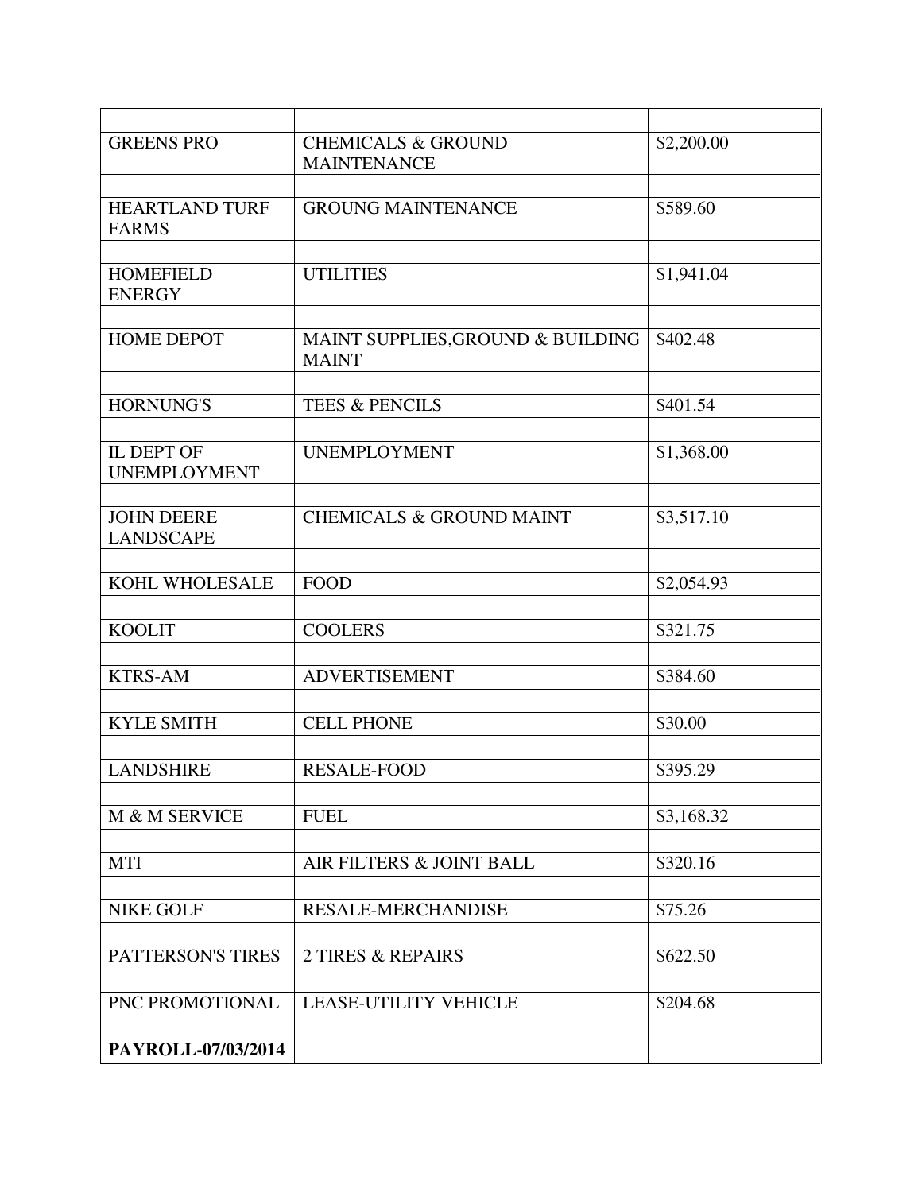| | | |
|---|---|---|
| GREENS PRO | CHEMICALS & GROUND MAINTENANCE | $2,200.00 |
| | | |
| HEARTLAND TURF FARMS | GROUNG MAINTENANCE | $589.60 |
| | | |
| HOMEFIELD ENERGY | UTILITIES | $1,941.04 |
| | | |
| HOME DEPOT | MAINT SUPPLIES,GROUND & BUILDING MAINT | $402.48 |
| | | |
| HORNUNG'S | TEES & PENCILS | $401.54 |
| | | |
| IL DEPT OF UNEMPLOYMENT | UNEMPLOYMENT | $1,368.00 |
| | | |
| JOHN DEERE LANDSCAPE | CHEMICALS & GROUND MAINT | $3,517.10 |
| | | |
| KOHL WHOLESALE | FOOD | $2,054.93 |
| | | |
| KOOLIT | COOLERS | $321.75 |
| | | |
| KTRS-AM | ADVERTISEMENT | $384.60 |
| | | |
| KYLE SMITH | CELL PHONE | $30.00 |
| | | |
| LANDSHIRE | RESALE-FOOD | $395.29 |
| | | |
| M & M SERVICE | FUEL | $3,168.32 |
| | | |
| MTI | AIR FILTERS & JOINT BALL | $320.16 |
| | | |
| NIKE GOLF | RESALE-MERCHANDISE | $75.26 |
| | | |
| PATTERSON'S TIRES | 2 TIRES & REPAIRS | $622.50 |
| | | |
| PNC PROMOTIONAL | LEASE-UTILITY VEHICLE | $204.68 |
| | | |
| **PAYROLL-07/03/2014** | | |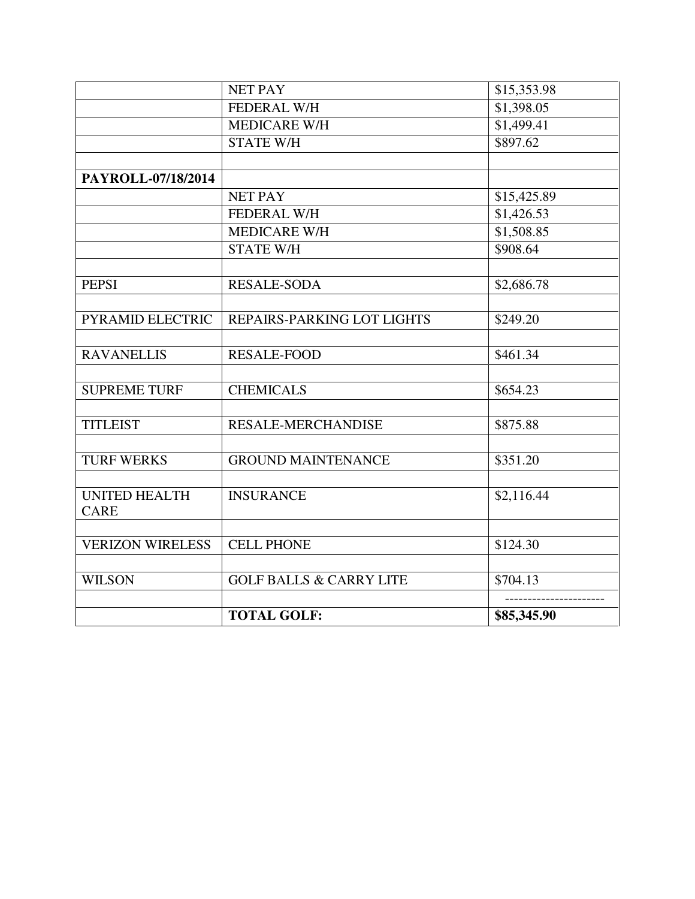| | | |
|---|---|---|
| | NET PAY | \$15,353.98 |
| | FEDERAL W/H | \$1,398.05 |
| | MEDICARE W/H | \$1,499.41 |
| | STATE W/H | \$897.62 |
| | | |
| **PAYROLL-07/18/2014** | | |
| | NET PAY | \$15,425.89 |
| | FEDERAL W/H | \$1,426.53 |
| | MEDICARE W/H | \$1,508.85 |
| | STATE W/H | \$908.64 |
| | | |
| PEPSI | RESALE-SODA | \$2,686.78 |
| | | |
| PYRAMID ELECTRIC | REPAIRS-PARKING LOT LIGHTS | \$249.20 |
| | | |
| RAVANELLIS | RESALE-FOOD | \$461.34 |
| | | |
| SUPREME TURF | CHEMICALS | \$654.23 |
| | | |
| TITLEIST | RESALE-MERCHANDISE | \$875.88 |
| | | |
| TURF WERKS | GROUND MAINTENANCE | \$351.20 |
| | | |
| UNITED HEALTH CARE | INSURANCE | \$2,116.44 |
| | | |
| VERIZON WIRELESS | CELL PHONE | \$124.30 |
| | | |
| WILSON | GOLF BALLS & CARRY LITE | \$704.13 |
| | | ---------------------- |
| | **TOTAL GOLF:** | **\$85,345.90** |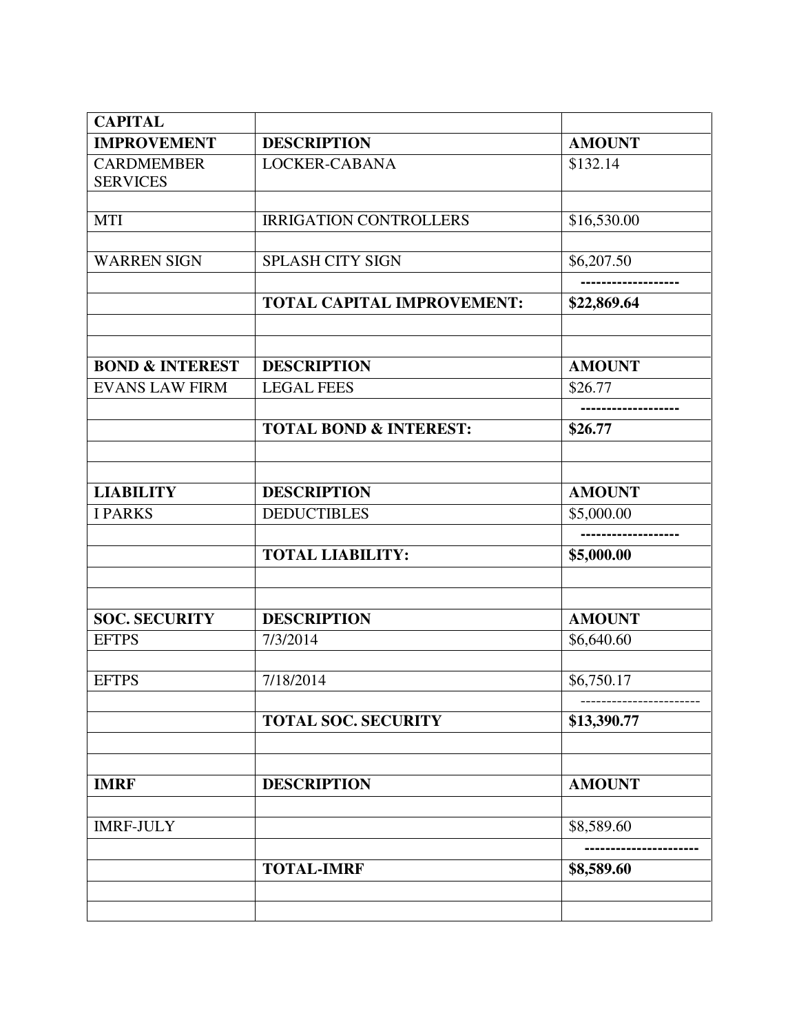| CAPITAL IMPROVEMENT | DESCRIPTION | AMOUNT |
|---|---|---|
| CARDMEMBER SERVICES | LOCKER-CABANA | $132.14 |
| | | |
| MTI | IRRIGATION CONTROLLERS | $16,530.00 |
| | | |
| WARREN SIGN | SPLASH CITY SIGN | $6,207.50 |
| | | ------------------ |
| | **TOTAL CAPITAL IMPROVEMENT:** | **$22,869.64** |
| | | |
| | | |
| **BOND & INTEREST** | **DESCRIPTION** | **AMOUNT** |
| EVANS LAW FIRM | LEGAL FEES | $26.77 |
| | | ------------------ |
| | **TOTAL BOND & INTEREST:** | **$26.77** |
| | | |
| | | |
| **LIABILITY** | **DESCRIPTION** | **AMOUNT** |
| I PARKS | DEDUCTIBLES | $5,000.00 |
| | | ------------------ |
| | **TOTAL LIABILITY:** | **$5,000.00** |
| | | |
| | | |
| **SOC. SECURITY** | **DESCRIPTION** | **AMOUNT** |
| EFTPS | 7/3/2014 | $6,640.60 |
| | | |
| EFTPS | 7/18/2014 | $6,750.17 |
| | | ---------------------- |
| | **TOTAL SOC. SECURITY** | **$13,390.77** |
| | | |
| | | |
| **IMRF** | **DESCRIPTION** | **AMOUNT** |
| | | |
| IMRF-JULY | | $8,589.60 |
| | | --------------------- |
| | **TOTAL-IMRF** | **$8,589.60** |
| | | |
| | | |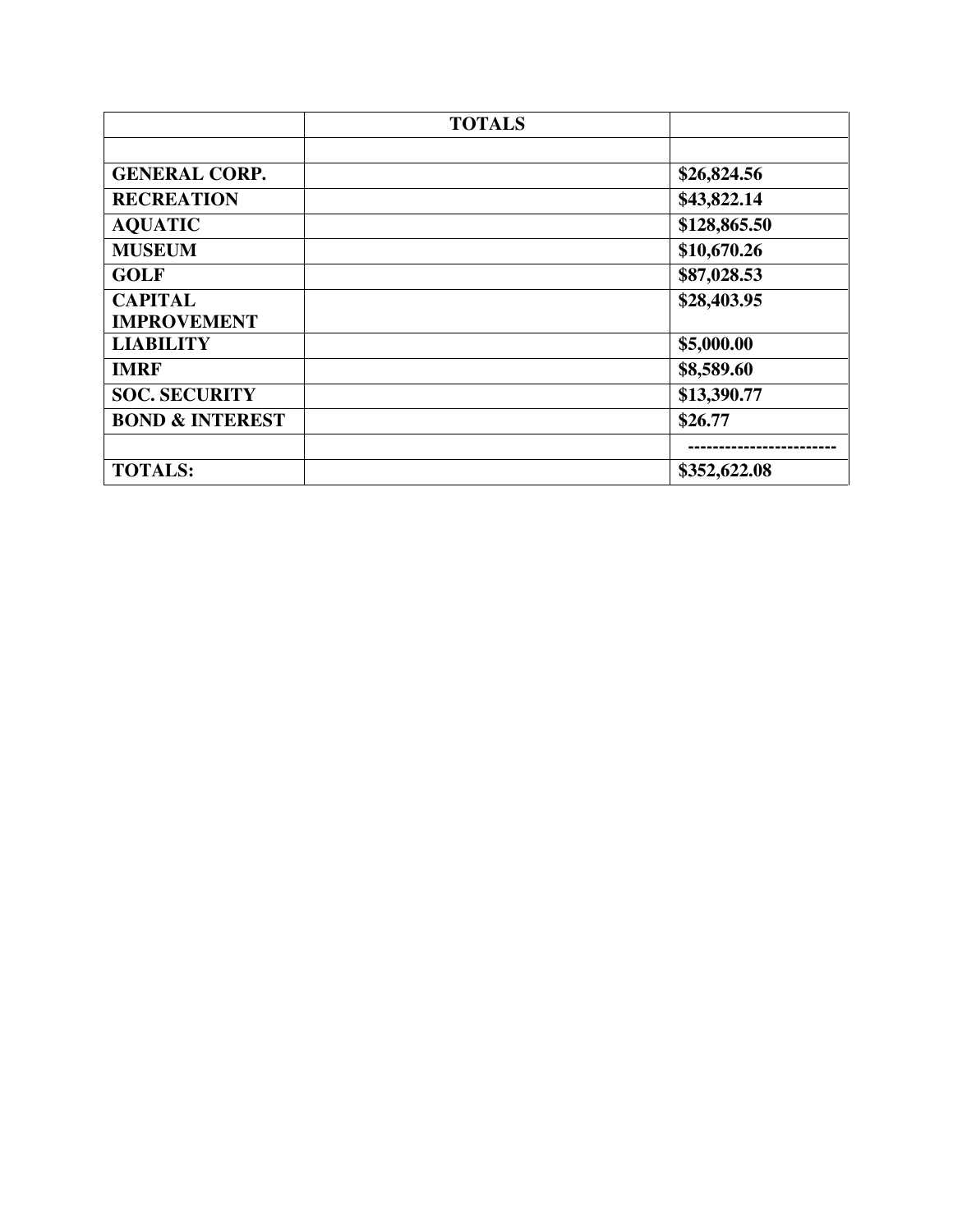| | **TOTALS** | |
|---|---|---|
| | | |
| **GENERAL CORP.** | | **$26,824.56** |
| **RECREATION** | | **$43,822.14** |
| **AQUATIC** | | **$128,865.50** |
| **MUSEUM** | | **$10,670.26** |
| **GOLF** | | **$87,028.53** |
| **CAPITAL IMPROVEMENT** | | **$28,403.95** |
| **LIABILITY** | | **$5,000.00** |
| **IMRF** | | **$8,589.60** |
| **SOC. SECURITY** | | **$13,390.77** |
| **BOND & INTEREST** | | **$26.77** |
| | | **------------------------** |
| **TOTALS:** | | **$352,622.08** |